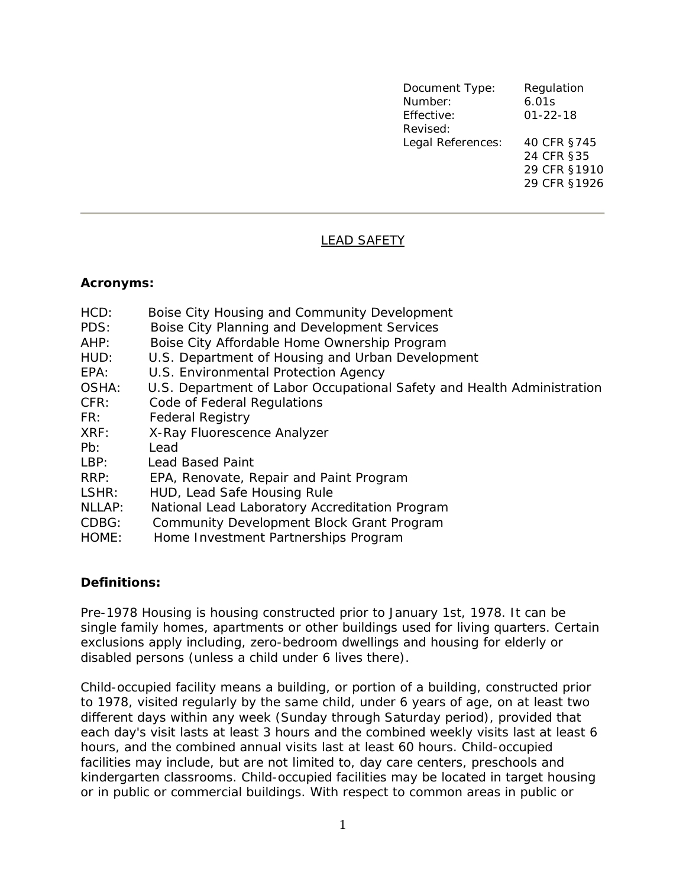| | |
|---|---|
| Document Type: | Regulation |
| Number: | 6.01s |
| Effective: | 01-22-18 |
| Revised: | |
| Legal References: | 40 CFR §745 |
| | 24 CFR §35 |
| | 29 CFR §1910 |
| | 29 CFR §1926 |

---

# LEAD SAFETY

**Acronyms:**

HCD: Boise City Housing and Community Development
PDS: Boise City Planning and Development Services
AHP: Boise City Affordable Home Ownership Program
HUD: U.S. Department of Housing and Urban Development
EPA: U.S. Environmental Protection Agency
OSHA: U.S. Department of Labor Occupational Safety and Health Administration
CFR: Code of Federal Regulations
FR: Federal Registry
XRF: X-Ray Fluorescence Analyzer
Pb: Lead
LBP: Lead Based Paint
RRP: EPA, Renovate, Repair and Paint Program
LSHR: HUD, Lead Safe Housing Rule
NLLAP: National Lead Laboratory Accreditation Program
CDBG: Community Development Block Grant Program
HOME: Home Investment Partnerships Program

**Definitions:**

Pre-1978 Housing is housing constructed prior to January 1st, 1978. It can be single family homes, apartments or other buildings used for living quarters. Certain exclusions apply including, zero-bedroom dwellings and housing for elderly or disabled persons (unless a child under 6 lives there).

Child-occupied facility means a building, or portion of a building, constructed prior to 1978, visited regularly by the same child, under 6 years of age, on at least two different days within any week (Sunday through Saturday period), provided that each day's visit lasts at least 3 hours and the combined weekly visits last at least 6 hours, and the combined annual visits last at least 60 hours. Child-occupied facilities may include, but are not limited to, day care centers, preschools and kindergarten classrooms. Child-occupied facilities may be located in target housing or in public or commercial buildings. With respect to common areas in public or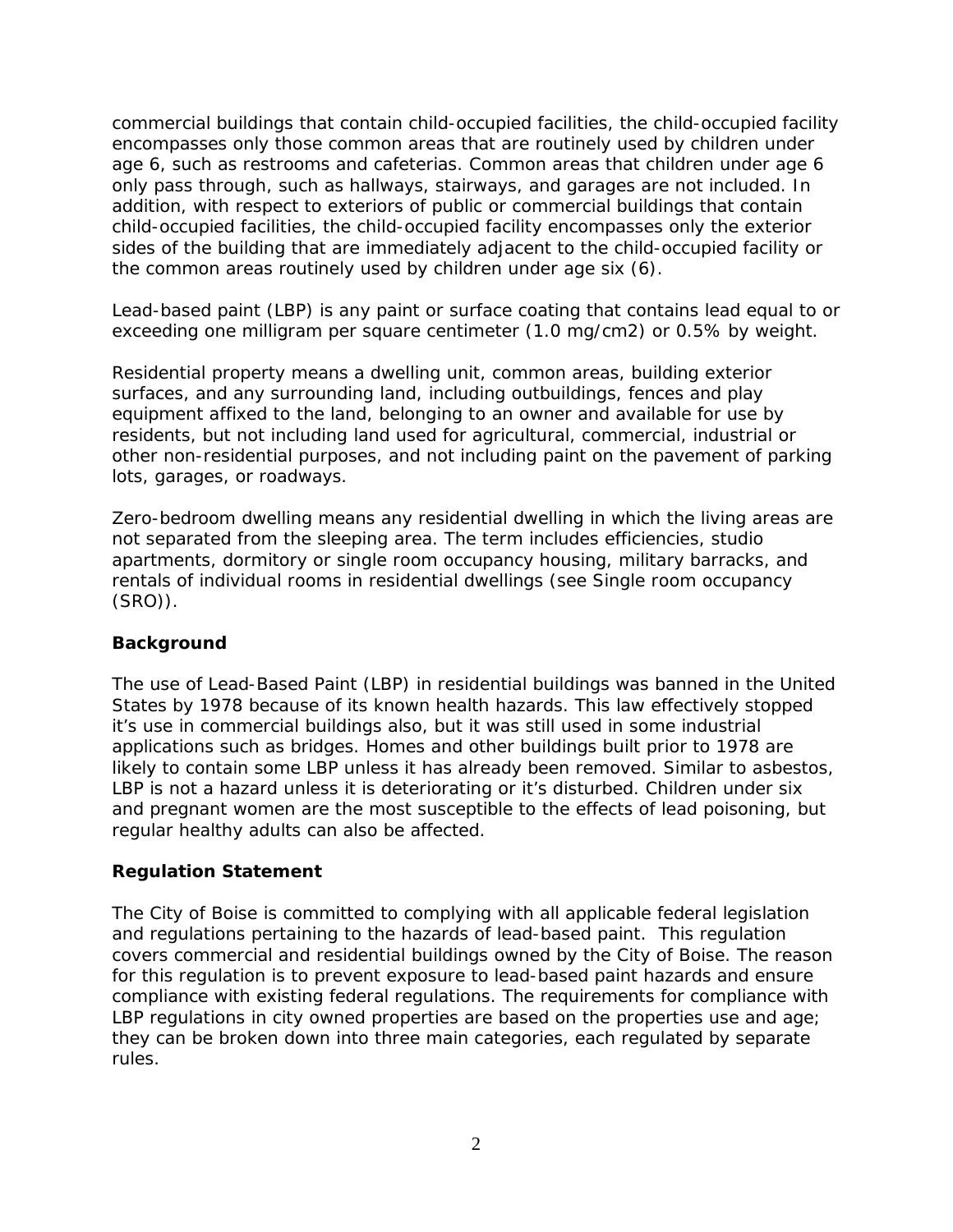commercial buildings that contain child-occupied facilities, the child-occupied facility encompasses only those common areas that are routinely used by children under age 6, such as restrooms and cafeterias. Common areas that children under age 6 only pass through, such as hallways, stairways, and garages are not included. In addition, with respect to exteriors of public or commercial buildings that contain child-occupied facilities, the child-occupied facility encompasses only the exterior sides of the building that are immediately adjacent to the child-occupied facility or the common areas routinely used by children under age six (6).

Lead-based paint (LBP) is any paint or surface coating that contains lead equal to or exceeding one milligram per square centimeter (1.0 mg/cm2) or 0.5% by weight.

Residential property means a dwelling unit, common areas, building exterior surfaces, and any surrounding land, including outbuildings, fences and play equipment affixed to the land, belonging to an owner and available for use by residents, but not including land used for agricultural, commercial, industrial or other non-residential purposes, and not including paint on the pavement of parking lots, garages, or roadways.

Zero-bedroom dwelling means any residential dwelling in which the living areas are not separated from the sleeping area. The term includes efficiencies, studio apartments, dormitory or single room occupancy housing, military barracks, and rentals of individual rooms in residential dwellings (see Single room occupancy (SRO)).

**Background**

The use of Lead-Based Paint (LBP) in residential buildings was banned in the United States by 1978 because of its known health hazards. This law effectively stopped it's use in commercial buildings also, but it was still used in some industrial applications such as bridges. Homes and other buildings built prior to 1978 are likely to contain some LBP unless it has already been removed. Similar to asbestos, LBP is not a hazard unless it is deteriorating or it's disturbed. Children under six and pregnant women are the most susceptible to the effects of lead poisoning, but regular healthy adults can also be affected.

**Regulation Statement**

The City of Boise is committed to complying with all applicable federal legislation and regulations pertaining to the hazards of lead-based paint. This regulation covers commercial and residential buildings owned by the City of Boise. The reason for this regulation is to prevent exposure to lead-based paint hazards and ensure compliance with existing federal regulations. The requirements for compliance with LBP regulations in city owned properties are based on the properties use and age; they can be broken down into three main categories, each regulated by separate rules.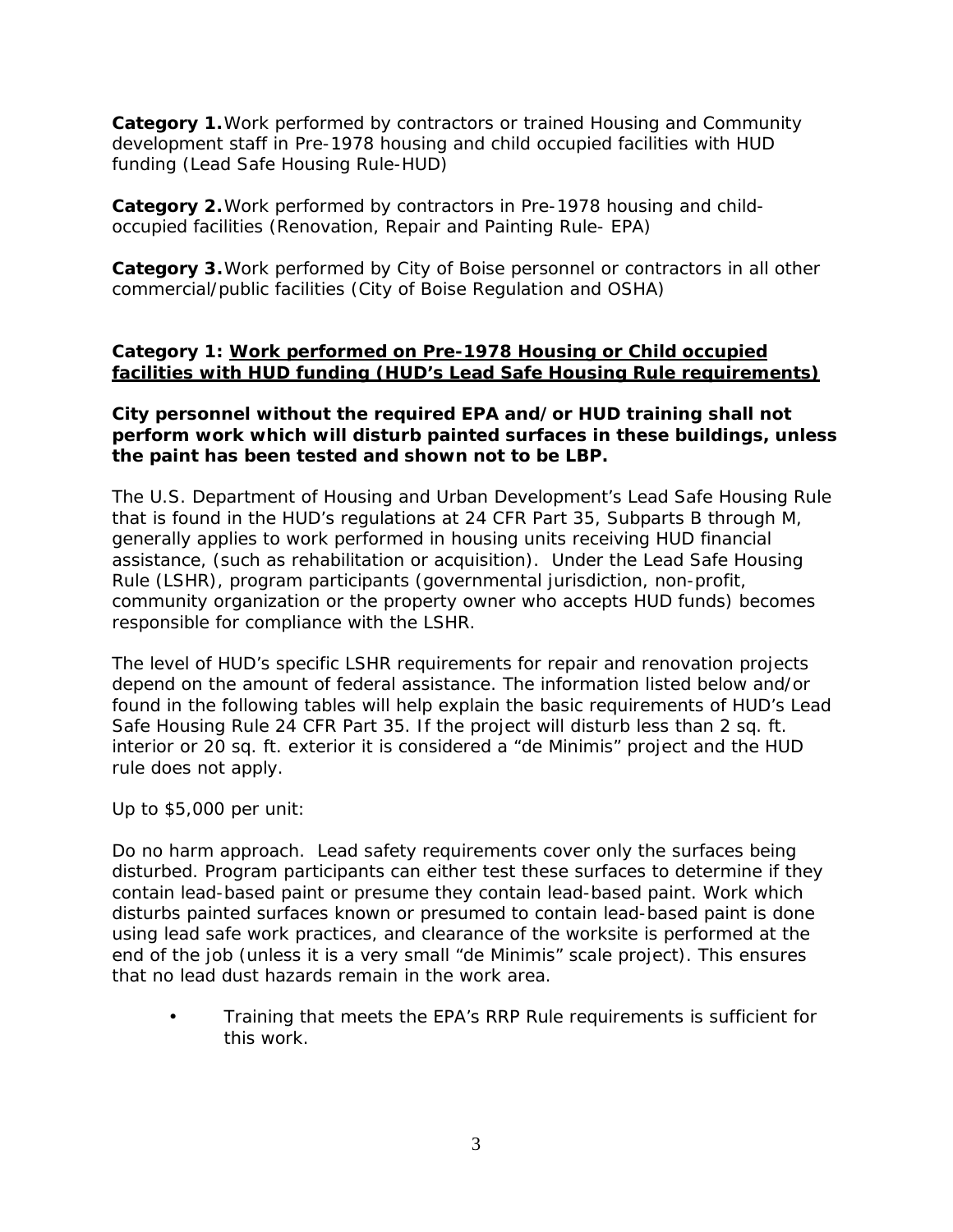**Category 1.** Work performed by contractors or trained Housing and Community development staff in Pre-1978 housing and child occupied facilities with HUD funding (Lead Safe Housing Rule-HUD)

**Category 2.** Work performed by contractors in Pre-1978 housing and child-occupied facilities (Renovation, Repair and Painting Rule- EPA)

**Category 3.** Work performed by City of Boise personnel or contractors in all other commercial/public facilities (City of Boise Regulation and OSHA)

**Category 1: <u>Work performed on Pre-1978 Housing or Child occupied facilities with HUD funding (HUD's Lead Safe Housing Rule requirements)</u>**

**City personnel without the required EPA and/or HUD training shall not perform work which will disturb painted surfaces in these buildings, unless the paint has been tested and shown not to be LBP.**

The U.S. Department of Housing and Urban Development's Lead Safe Housing Rule that is found in the HUD's regulations at 24 CFR Part 35, Subparts B through M, generally applies to work performed in housing units receiving HUD financial assistance, (such as rehabilitation or acquisition). Under the Lead Safe Housing Rule (LSHR), program participants (governmental jurisdiction, non-profit, community organization or the property owner who accepts HUD funds) becomes responsible for compliance with the LSHR.

The level of HUD's specific LSHR requirements for repair and renovation projects depend on the amount of federal assistance. The information listed below and/or found in the following tables will help explain the basic requirements of HUD's Lead Safe Housing Rule 24 CFR Part 35. If the project will disturb less than 2 sq. ft. interior or 20 sq. ft. exterior it is considered a "de Minimis" project and the HUD rule does not apply.

Up to $5,000 per unit:

Do no harm approach. Lead safety requirements cover only the surfaces being disturbed. Program participants can either test these surfaces to determine if they contain lead-based paint or presume they contain lead-based paint. Work which disturbs painted surfaces known or presumed to contain lead-based paint is done using lead safe work practices, and clearance of the worksite is performed at the end of the job (unless it is a very small "de Minimis" scale project). This ensures that no lead dust hazards remain in the work area.

- Training that meets the EPA's RRP Rule requirements is sufficient for this work.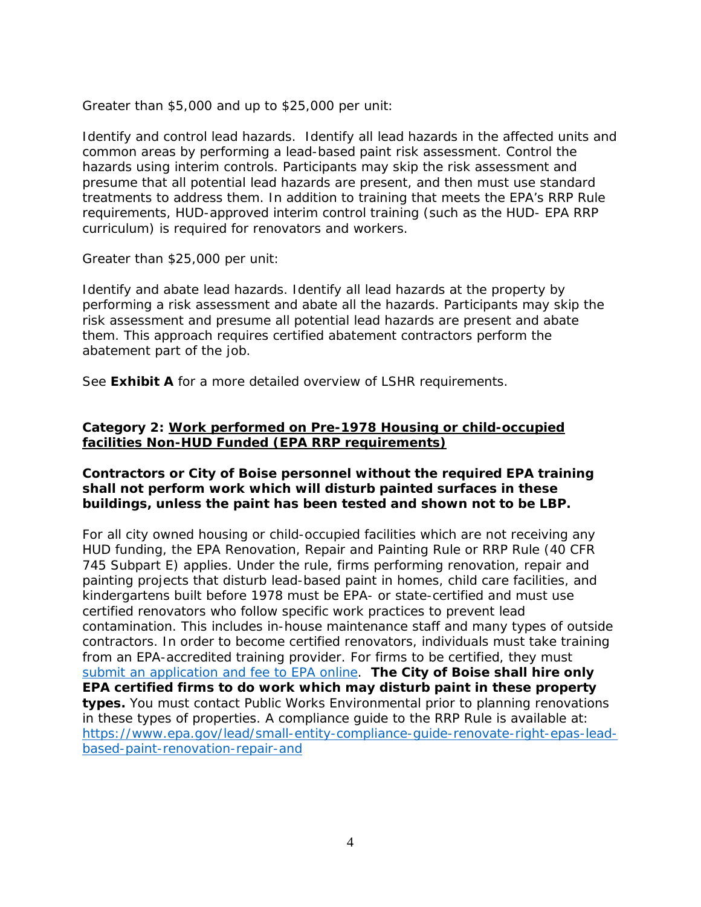Greater than $5,000 and up to $25,000 per unit:

Identify and control lead hazards.  Identify all lead hazards in the affected units and common areas by performing a lead-based paint risk assessment. Control the hazards using interim controls. Participants may skip the risk assessment and presume that all potential lead hazards are present, and then must use standard treatments to address them. In addition to training that meets the EPA's RRP Rule requirements, HUD-approved interim control training (such as the HUD- EPA RRP curriculum) is required for renovators and workers.

Greater than $25,000 per unit:

Identify and abate lead hazards. Identify all lead hazards at the property by performing a risk assessment and abate all the hazards. Participants may skip the risk assessment and presume all potential lead hazards are present and abate them. This approach requires certified abatement contractors perform the abatement part of the job.

See **Exhibit A** for a more detailed overview of LSHR requirements.

**Category 2: <u>Work performed on Pre-1978 Housing or child-occupied facilities Non-HUD Funded (EPA RRP requirements)</u>**

**Contractors or City of Boise personnel without the required EPA training shall not perform work which will disturb painted surfaces in these buildings, unless the paint has been tested and shown not to be LBP.**

For all city owned housing or child-occupied facilities which are not receiving any HUD funding, the EPA Renovation, Repair and Painting Rule or RRP Rule (40 CFR 745 Subpart E) applies. Under the rule, firms performing renovation, repair and painting projects that disturb lead-based paint in homes, child care facilities, and kindergartens built before 1978 must be EPA- or state-certified and must use certified renovators who follow specific work practices to prevent lead contamination. This includes in-house maintenance staff and many types of outside contractors. In order to become certified renovators, individuals must take training from an EPA-accredited training provider. For firms to be certified, they must submit an application and fee to EPA online.  **The City of Boise shall hire only EPA certified firms to do work which may disturb paint in these property types.** You must contact Public Works Environmental prior to planning renovations in these types of properties. A compliance guide to the RRP Rule is available at: https://www.epa.gov/lead/small-entity-compliance-guide-renovate-right-epas-lead-based-paint-renovation-repair-and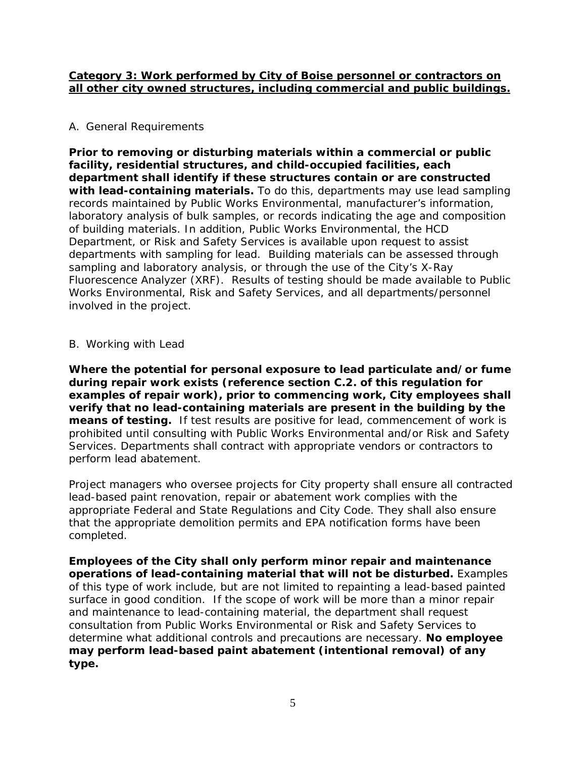**Category 3: Work performed by City of Boise personnel or contractors on all other city owned structures, including commercial and public buildings.**

A. General Requirements

**Prior to removing or disturbing materials within a commercial or public facility, residential structures, and child-occupied facilities, each department shall identify if these structures contain or are constructed with lead-containing materials.** To do this, departments may use lead sampling records maintained by Public Works Environmental, manufacturer's information, laboratory analysis of bulk samples, or records indicating the age and composition of building materials. In addition, Public Works Environmental, the HCD Department, or Risk and Safety Services is available upon request to assist departments with sampling for lead. Building materials can be assessed through sampling and laboratory analysis, or through the use of the City's X-Ray Fluorescence Analyzer (XRF). Results of testing should be made available to Public Works Environmental, Risk and Safety Services, and all departments/personnel involved in the project.

B. Working with Lead

**Where the potential for personal exposure to lead particulate and/or fume during repair work exists (reference section C.2. of this regulation for examples of repair work), prior to commencing work, City employees shall verify that no lead-containing materials are present in the building by the means of testing.** If test results are positive for lead, commencement of work is prohibited until consulting with Public Works Environmental and/or Risk and Safety Services. Departments shall contract with appropriate vendors or contractors to perform lead abatement.

Project managers who oversee projects for City property shall ensure all contracted lead-based paint renovation, repair or abatement work complies with the appropriate Federal and State Regulations and City Code. They shall also ensure that the appropriate demolition permits and EPA notification forms have been completed.

**Employees of the City shall only perform minor repair and maintenance operations of lead-containing material that will not be disturbed.** Examples of this type of work include, but are not limited to repainting a lead-based painted surface in good condition. If the scope of work will be more than a minor repair and maintenance to lead-containing material, the department shall request consultation from Public Works Environmental or Risk and Safety Services to determine what additional controls and precautions are necessary. **No employee may perform lead-based paint abatement (intentional removal) of any type.**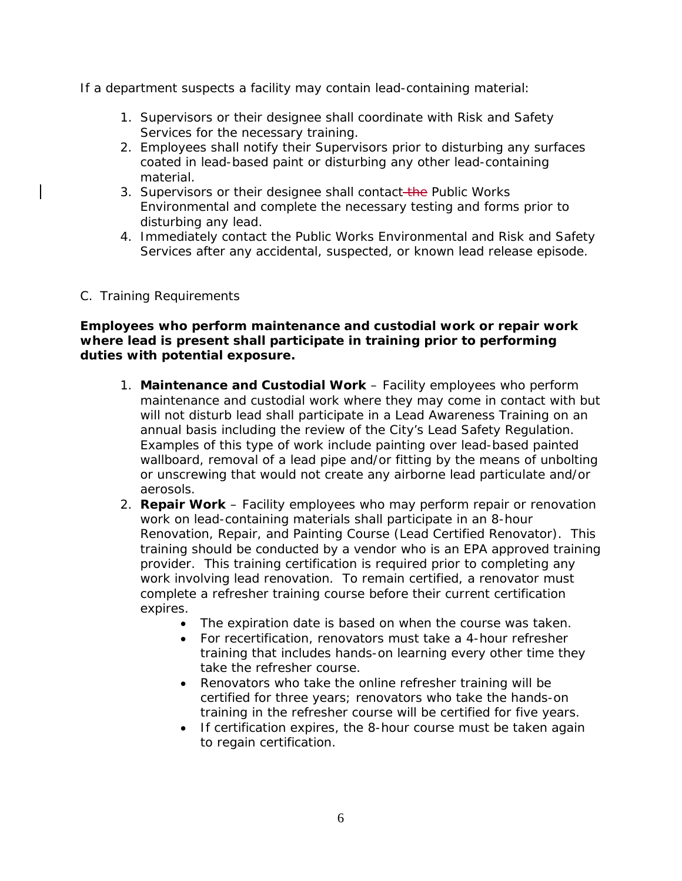If a department suspects a facility may contain lead-containing material:

1. Supervisors or their designee shall coordinate with Risk and Safety Services for the necessary training.
2. Employees shall notify their Supervisors prior to disturbing any surfaces coated in lead-based paint or disturbing any other lead-containing material.
3. Supervisors or their designee shall contact ~~the~~ Public Works Environmental and complete the necessary testing and forms prior to disturbing any lead.
4. Immediately contact the Public Works Environmental and Risk and Safety Services after any accidental, suspected, or known lead release episode.

C. Training Requirements

**Employees who perform maintenance and custodial work or repair work where lead is present shall participate in training prior to performing duties with potential exposure.**

1. **Maintenance and Custodial Work** – Facility employees who perform maintenance and custodial work where they may come in contact with but will not disturb lead shall participate in a Lead Awareness Training on an annual basis including the review of the City's Lead Safety Regulation. Examples of this type of work include painting over lead-based painted wallboard, removal of a lead pipe and/or fitting by the means of unbolting or unscrewing that would not create any airborne lead particulate and/or aerosols.
2. **Repair Work** – Facility employees who may perform repair or renovation work on lead-containing materials shall participate in an 8-hour Renovation, Repair, and Painting Course (Lead Certified Renovator). This training should be conducted by a vendor who is an EPA approved training provider. This training certification is required prior to completing any work involving lead renovation. To remain certified, a renovator must complete a refresher training course before their current certification expires.
    - The expiration date is based on when the course was taken.
    - For recertification, renovators must take a 4-hour refresher training that includes hands-on learning every other time they take the refresher course.
    - Renovators who take the online refresher training will be certified for three years; renovators who take the hands-on training in the refresher course will be certified for five years.
    - If certification expires, the 8-hour course must be taken again to regain certification.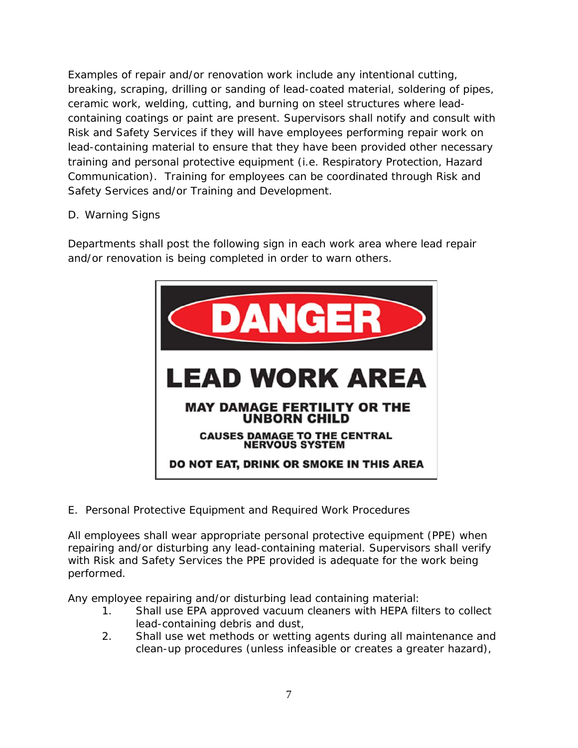Examples of repair and/or renovation work include any intentional cutting, breaking, scraping, drilling or sanding of lead-coated material, soldering of pipes, ceramic work, welding, cutting, and burning on steel structures where lead-containing coatings or paint are present. Supervisors shall notify and consult with Risk and Safety Services if they will have employees performing repair work on lead-containing material to ensure that they have been provided other necessary training and personal protective equipment (i.e. Respiratory Protection, Hazard Communication). Training for employees can be coordinated through Risk and Safety Services and/or Training and Development.

D. Warning Signs

Departments shall post the following sign in each work area where lead repair and/or renovation is being completed in order to warn others.

**DANGER**

**LEAD WORK AREA**

**MAY DAMAGE FERTILITY OR THE UNBORN CHILD**

**CAUSES DAMAGE TO THE CENTRAL NERVOUS SYSTEM**

**DO NOT EAT, DRINK OR SMOKE IN THIS AREA**

E. Personal Protective Equipment and Required Work Procedures

All employees shall wear appropriate personal protective equipment (PPE) when repairing and/or disturbing any lead-containing material. Supervisors shall verify with Risk and Safety Services the PPE provided is adequate for the work being performed.

Any employee repairing and/or disturbing lead containing material:

1. Shall use EPA approved vacuum cleaners with HEPA filters to collect lead-containing debris and dust,
2. Shall use wet methods or wetting agents during all maintenance and clean-up procedures (unless infeasible or creates a greater hazard),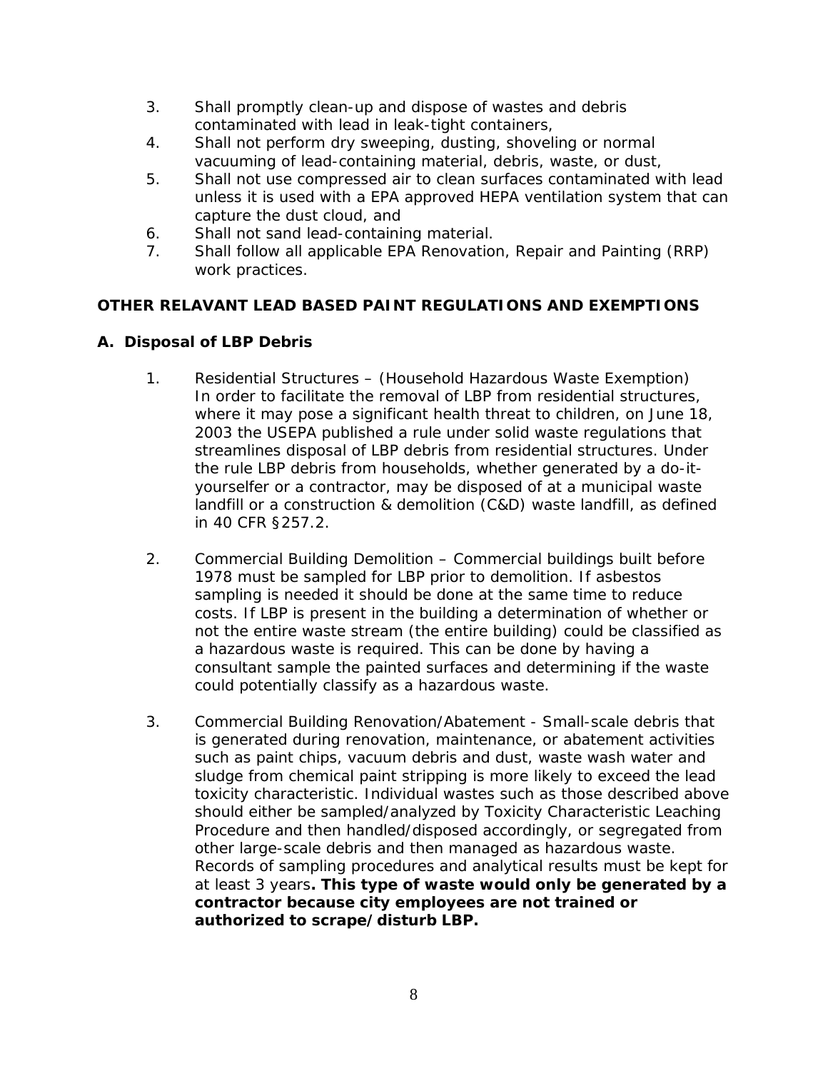3. Shall promptly clean-up and dispose of wastes and debris contaminated with lead in leak-tight containers,
4. Shall not perform dry sweeping, dusting, shoveling or normal vacuuming of lead-containing material, debris, waste, or dust,
5. Shall not use compressed air to clean surfaces contaminated with lead unless it is used with a EPA approved HEPA ventilation system that can capture the dust cloud, and
6. Shall not sand lead-containing material.
7. Shall follow all applicable EPA Renovation, Repair and Painting (RRP) work practices.

**OTHER RELAVANT LEAD BASED PAINT REGULATIONS AND EXEMPTIONS**

**A. Disposal of LBP Debris**

1. Residential Structures – (Household Hazardous Waste Exemption) In order to facilitate the removal of LBP from residential structures, where it may pose a significant health threat to children, on June 18, 2003 the USEPA published a rule under solid waste regulations that streamlines disposal of LBP debris from residential structures. Under the rule LBP debris from households, whether generated by a do-it-yourselfer or a contractor, may be disposed of at a municipal waste landfill or a construction & demolition (C&D) waste landfill, as defined in 40 CFR §257.2.

2. Commercial Building Demolition – Commercial buildings built before 1978 must be sampled for LBP prior to demolition. If asbestos sampling is needed it should be done at the same time to reduce costs. If LBP is present in the building a determination of whether or not the entire waste stream (the entire building) could be classified as a hazardous waste is required. This can be done by having a consultant sample the painted surfaces and determining if the waste could potentially classify as a hazardous waste.

3. Commercial Building Renovation/Abatement - Small-scale debris that is generated during renovation, maintenance, or abatement activities such as paint chips, vacuum debris and dust, waste wash water and sludge from chemical paint stripping is more likely to exceed the lead toxicity characteristic. Individual wastes such as those described above should either be sampled/analyzed by Toxicity Characteristic Leaching Procedure and then handled/disposed accordingly, or segregated from other large-scale debris and then managed as hazardous waste. Records of sampling procedures and analytical results must be kept for at least 3 years**. This type of waste would only be generated by a contractor because city employees are not trained or authorized to scrape/disturb LBP.**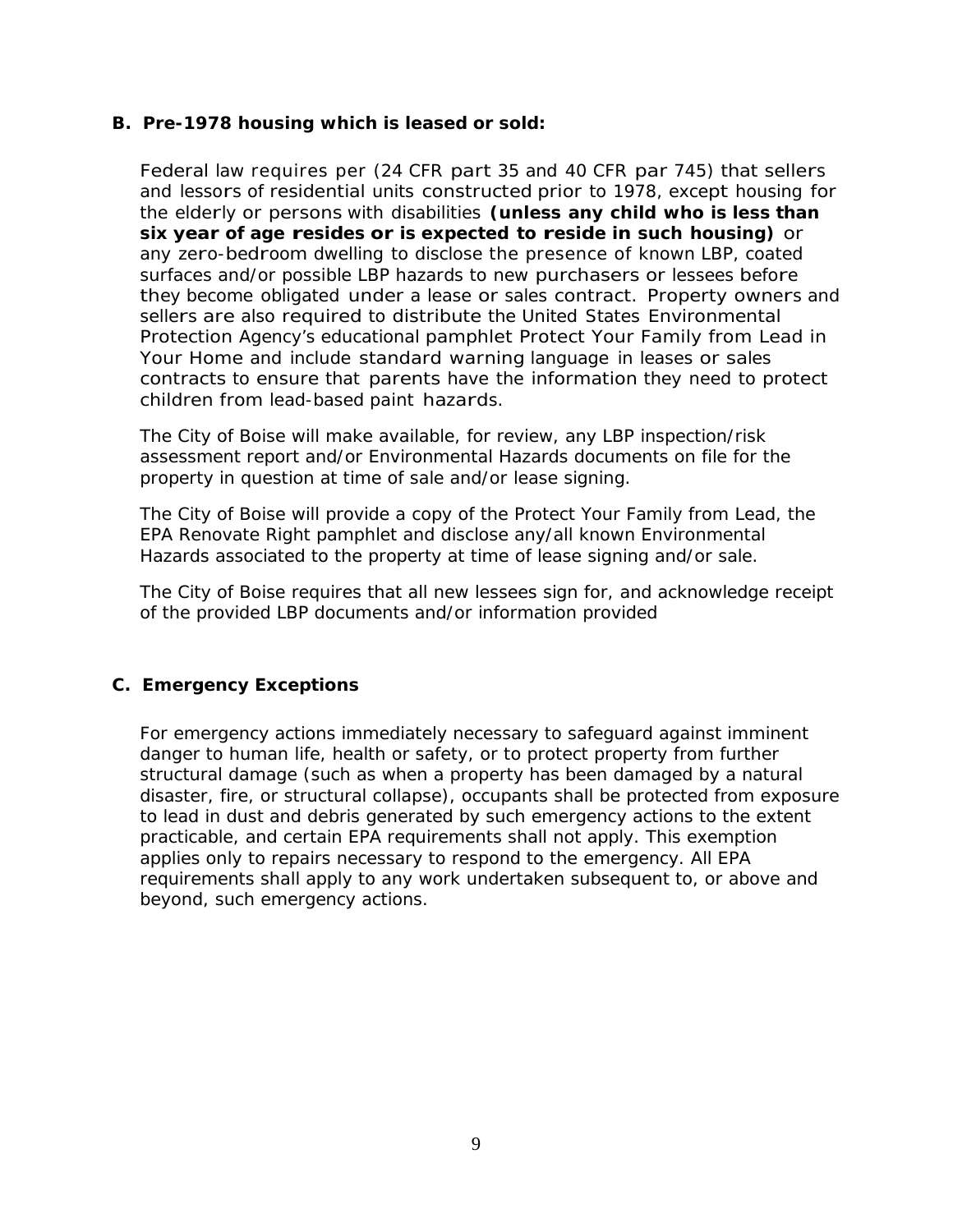### B. Pre-1978 housing which is leased or sold:

Federal law requires per (24 CFR part 35 and 40 CFR par 745) that sellers and lessors of residential units constructed prior to 1978, except housing for the elderly or persons with disabilities **(unless any child who is less than six year of age resides or is expected to reside in such housing)** or any zero-bedroom dwelling to disclose the presence of known LBP, coated surfaces and/or possible LBP hazards to new purchasers or lessees before they become obligated under a lease or sales contract. Property owners and sellers are also required to distribute the United States Environmental Protection Agency's educational pamphlet Protect Your Family from Lead in Your Home and include standard warning language in leases or sales contracts to ensure that parents have the information they need to protect children from lead-based paint hazards.

The City of Boise will make available, for review, any LBP inspection/risk assessment report and/or Environmental Hazards documents on file for the property in question at time of sale and/or lease signing.

The City of Boise will provide a copy of the Protect Your Family from Lead, the EPA Renovate Right pamphlet and disclose any/all known Environmental Hazards associated to the property at time of lease signing and/or sale.

The City of Boise requires that all new lessees sign for, and acknowledge receipt of the provided LBP documents and/or information provided

### C. Emergency Exceptions

For emergency actions immediately necessary to safeguard against imminent danger to human life, health or safety, or to protect property from further structural damage (such as when a property has been damaged by a natural disaster, fire, or structural collapse), occupants shall be protected from exposure to lead in dust and debris generated by such emergency actions to the extent practicable, and certain EPA requirements shall not apply. This exemption applies only to repairs necessary to respond to the emergency. All EPA requirements shall apply to any work undertaken subsequent to, or above and beyond, such emergency actions.